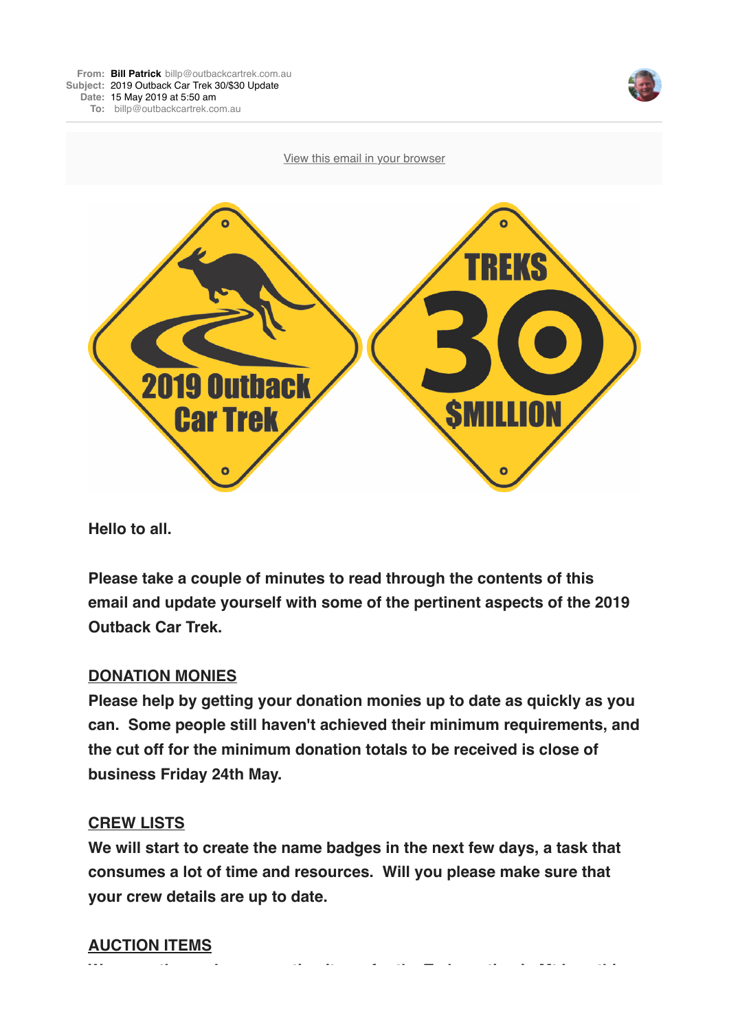**From:** **Bill Patrick** billp@outbackcartrek.com.au
**Subject:** 2019 Outback Car Trek 30/$30 Update
**Date:** 15 May 2019 at 5:50 am
**To:** billp@outbackcartrek.com.au

View this email in your browser

2019 Outback Car Trek

TREKS 30 $MILLION

**Hello to all.**

**Please take a couple of minutes to read through the contents of this email and update yourself with some of the pertinent aspects of the 2019 Outback Car Trek.**

## DONATION MONIES

**Please help by getting your donation monies up to date as quickly as you can. Some people still haven't achieved their minimum requirements, and the cut off for the minimum donation totals to be received is close of business Friday 24th May.**

## CREW LISTS

**We will start to create the name badges in the next few days, a task that consumes a lot of time and resources. Will you please make sure that your crew details are up to date.**

## AUCTION ITEMS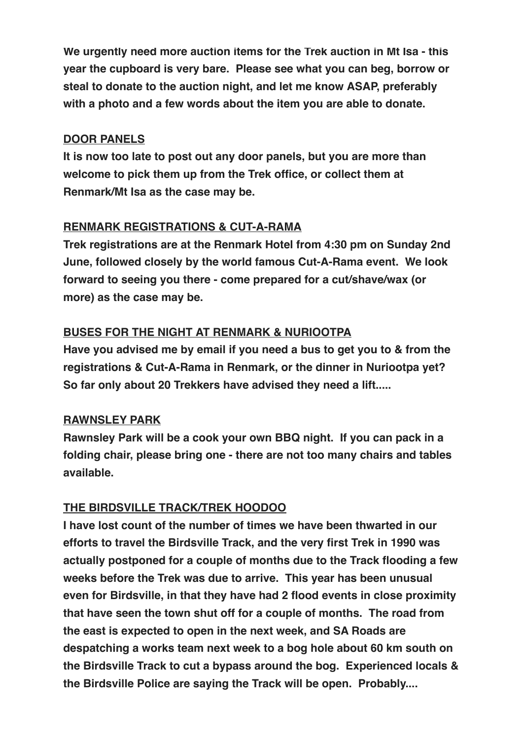**We urgently need more auction items for the Trek auction in Mt Isa - this year the cupboard is very bare. Please see what you can beg, borrow or steal to donate to the auction night, and let me know ASAP, preferably with a photo and a few words about the item you are able to donate.**

**<u>DOOR PANELS</u>**

**It is now too late to post out any door panels, but you are more than welcome to pick them up from the Trek office, or collect them at Renmark/Mt Isa as the case may be.**

**<u>RENMARK REGISTRATIONS & CUT-A-RAMA</u>**

**Trek registrations are at the Renmark Hotel from 4:30 pm on Sunday 2nd June, followed closely by the world famous Cut-A-Rama event. We look forward to seeing you there - come prepared for a cut/shave/wax (or more) as the case may be.**

**<u>BUSES FOR THE NIGHT AT RENMARK & NURIOOTPA</u>**

**Have you advised me by email if you need a bus to get you to & from the registrations & Cut-A-Rama in Renmark, or the dinner in Nuriootpa yet? So far only about 20 Trekkers have advised they need a lift.....**

**<u>RAWNSLEY PARK</u>**

**Rawnsley Park will be a cook your own BBQ night. If you can pack in a folding chair, please bring one - there are not too many chairs and tables available.**

**<u>THE BIRDSVILLE TRACK/TREK HOODOO</u>**

**I have lost count of the number of times we have been thwarted in our efforts to travel the Birdsville Track, and the very first Trek in 1990 was actually postponed for a couple of months due to the Track flooding a few weeks before the Trek was due to arrive. This year has been unusual even for Birdsville, in that they have had 2 flood events in close proximity that have seen the town shut off for a couple of months. The road from the east is expected to open in the next week, and SA Roads are despatching a works team next week to a bog hole about 60 km south on the Birdsville Track to cut a bypass around the bog. Experienced locals & the Birdsville Police are saying the Track will be open. Probably....**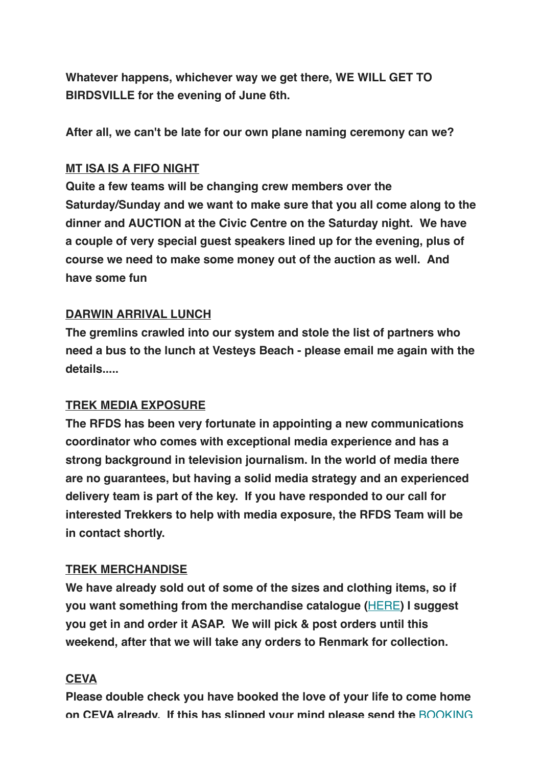**Whatever happens, whichever way we get there, WE WILL GET TO BIRDSVILLE for the evening of June 6th.**

**After all, we can't be late for our own plane naming ceremony can we?**

**MT ISA IS A FIFO NIGHT**

**Quite a few teams will be changing crew members over the Saturday/Sunday and we want to make sure that you all come along to the dinner and AUCTION at the Civic Centre on the Saturday night. We have a couple of very special guest speakers lined up for the evening, plus of course we need to make some money out of the auction as well. And have some fun**

**DARWIN ARRIVAL LUNCH**

**The gremlins crawled into our system and stole the list of partners who need a bus to the lunch at Vesteys Beach - please email me again with the details.....**

**TREK MEDIA EXPOSURE**

**The RFDS has been very fortunate in appointing a new communications coordinator who comes with exceptional media experience and has a strong background in television journalism. In the world of media there are no guarantees, but having a solid media strategy and an experienced delivery team is part of the key. If you have responded to our call for interested Trekkers to help with media exposure, the RFDS Team will be in contact shortly.**

**TREK MERCHANDISE**

**We have already sold out of some of the sizes and clothing items, so if you want something from the merchandise catalogue (HERE) I suggest you get in and order it ASAP. We will pick & post orders until this weekend, after that we will take any orders to Renmark for collection.**

**CEVA**

**Please double check you have booked the love of your life to come home on CEVA already. If this has slipped your mind please send the BOOKING**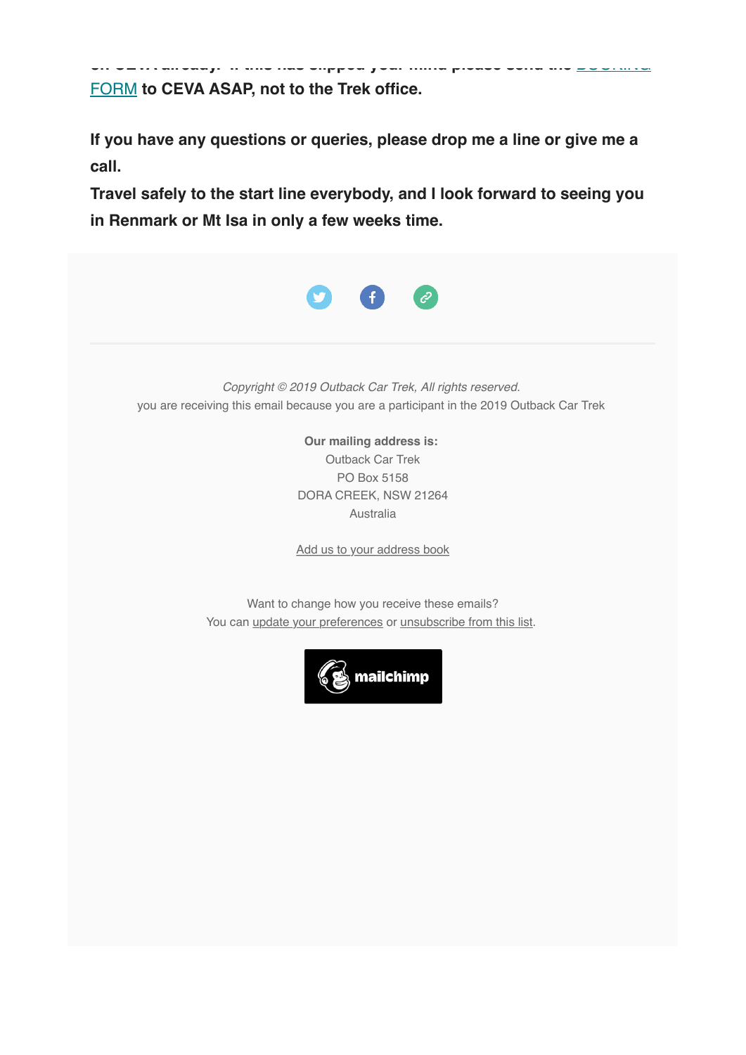**FORM to CEVA ASAP, not to the Trek office.**

**If you have any questions or queries, please drop me a line or give me a call.**
**Travel safely to the start line everybody, and I look forward to seeing you in Renmark or Mt Isa in only a few weeks time.**

*Copyright © 2019 Outback Car Trek, All rights reserved.*
you are receiving this email because you are a participant in the 2019 Outback Car Trek

**Our mailing address is:**
Outback Car Trek
PO Box 5158
DORA CREEK, NSW 21264
Australia

Add us to your address book

Want to change how you receive these emails?
You can update your preferences or unsubscribe from this list.

mailchimp